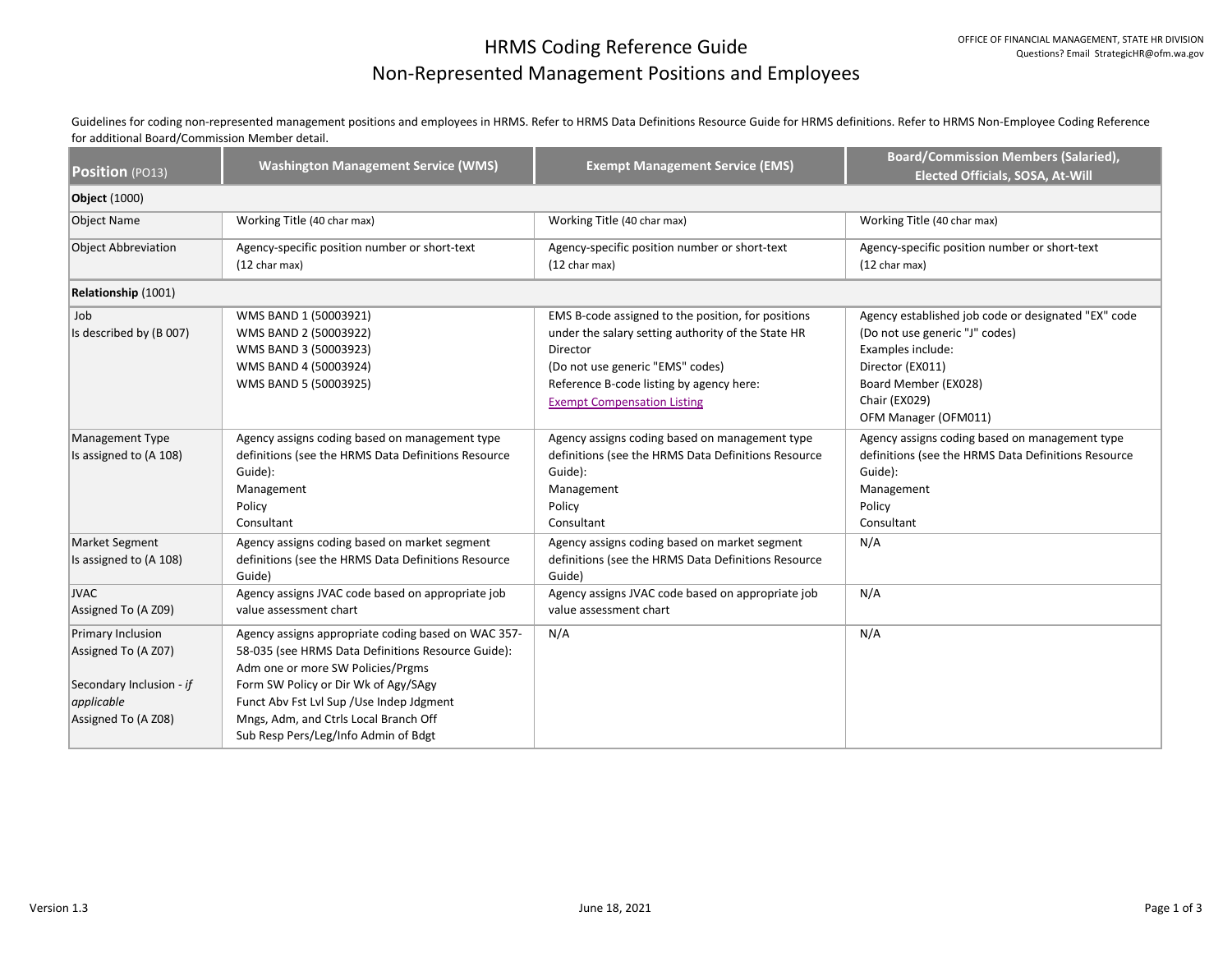# HRMS Coding Reference Guide
## Non-Represented Management Positions and Employees

OFFICE OF FINANCIAL MANAGEMENT, STATE HR DIVISION
Questions? Email StrategicHR@ofm.wa.gov

Guidelines for coding non-represented management positions and employees in HRMS. Refer to HRMS Data Definitions Resource Guide for HRMS definitions. Refer to HRMS Non-Employee Coding Reference for additional Board/Commission Member detail.

| **Position** (PO13) | **Washington Management Service (WMS)** | **Exempt Management Service (EMS)** | **Board/Commission Members (Salaried), Elected Officials, SOSA, At-Will** |
|---|---|---|---|
| **Object** (1000) | | | |
| Object Name | Working Title (40 char max) | Working Title (40 char max) | Working Title (40 char max) |
| Object Abbreviation | Agency-specific position number or short-text (12 char max) | Agency-specific position number or short-text (12 char max) | Agency-specific position number or short-text (12 char max) |
| **Relationship** (1001) | | | |
| Job<br>Is described by (B 007) | WMS BAND 1 (50003921)<br>WMS BAND 2 (50003922)<br>WMS BAND 3 (50003923)<br>WMS BAND 4 (50003924)<br>WMS BAND 5 (50003925) | EMS B-code assigned to the position, for positions under the salary setting authority of the State HR Director<br>(Do not use generic "EMS" codes)<br>Reference B-code listing by agency here:<br>Exempt Compensation Listing | Agency established job code or designated "EX" code<br>(Do not use generic "J" codes)<br>Examples include:<br>Director (EX011)<br>Board Member (EX028)<br>Chair (EX029)<br>OFM Manager (OFM011) |
| Management Type<br>Is assigned to (A 108) | Agency assigns coding based on management type definitions (see the HRMS Data Definitions Resource Guide):<br>Management<br>Policy<br>Consultant | Agency assigns coding based on management type definitions (see the HRMS Data Definitions Resource Guide):<br>Management<br>Policy<br>Consultant | Agency assigns coding based on management type definitions (see the HRMS Data Definitions Resource Guide):<br>Management<br>Policy<br>Consultant |
| Market Segment<br>Is assigned to (A 108) | Agency assigns coding based on market segment definitions (see the HRMS Data Definitions Resource Guide) | Agency assigns coding based on market segment definitions (see the HRMS Data Definitions Resource Guide) | N/A |
| JVAC<br>Assigned To (A Z09) | Agency assigns JVAC code based on appropriate job value assessment chart | Agency assigns JVAC code based on appropriate job value assessment chart | N/A |
| Primary Inclusion<br>Assigned To (A Z07)<br><br>Secondary Inclusion - *if applicable*<br>Assigned To (A Z08) | Agency assigns appropriate coding based on WAC 357-58-035 (see HRMS Data Definitions Resource Guide):<br>Adm one or more SW Policies/Prgms<br>Form SW Policy or Dir Wk of Agy/SAgy<br>Funct Abv Fst Lvl Sup /Use Indep Jdgment<br>Mngs, Adm, and Ctrls Local Branch Off<br>Sub Resp Pers/Leg/Info Admin of Bdgt | N/A | N/A |

Version 1.3 — June 18, 2021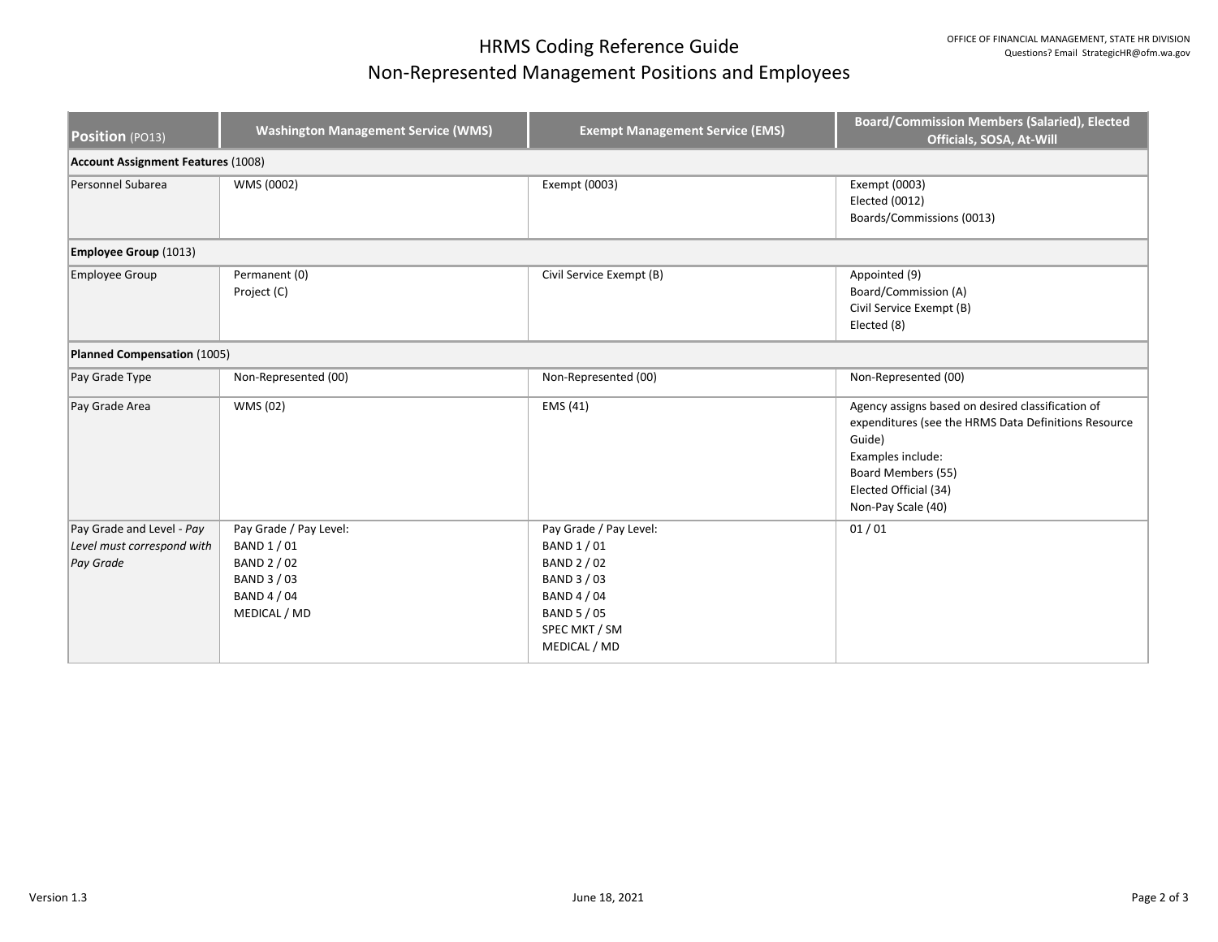# HRMS Coding Reference Guide
## Non-Represented Management Positions and Employees

OFFICE OF FINANCIAL MANAGEMENT, STATE HR DIVISION
Questions? Email StrategicHR@ofm.wa.gov

| **Position** (PO13) | **Washington Management Service (WMS)** | **Exempt Management Service (EMS)** | **Board/Commission Members (Salaried), Elected Officials, SOSA, At-Will** |
|---|---|---|---|
| **Account Assignment Features** (1008) | | | |
| Personnel Subarea | WMS (0002) | Exempt (0003) | Exempt (0003)<br>Elected (0012)<br>Boards/Commissions (0013) |
| **Employee Group** (1013) | | | |
| Employee Group | Permanent (0)<br>Project (C) | Civil Service Exempt (B) | Appointed (9)<br>Board/Commission (A)<br>Civil Service Exempt (B)<br>Elected (8) |
| **Planned Compensation** (1005) | | | |
| Pay Grade Type | Non-Represented (00) | Non-Represented (00) | Non-Represented (00) |
| Pay Grade Area | WMS (02) | EMS (41) | Agency assigns based on desired classification of expenditures (see the HRMS Data Definitions Resource Guide)<br>Examples include:<br>Board Members (55)<br>Elected Official (34)<br>Non-Pay Scale (40) |
| Pay Grade and Level - *Pay Level must correspond with Pay Grade* | Pay Grade / Pay Level:<br>BAND 1 / 01<br>BAND 2 / 02<br>BAND 3 / 03<br>BAND 4 / 04<br>MEDICAL / MD | Pay Grade / Pay Level:<br>BAND 1 / 01<br>BAND 2 / 02<br>BAND 3 / 03<br>BAND 4 / 04<br>BAND 5 / 05<br>SPEC MKT / SM<br>MEDICAL / MD | 01 / 01 |

Version 1.3 June 18, 2021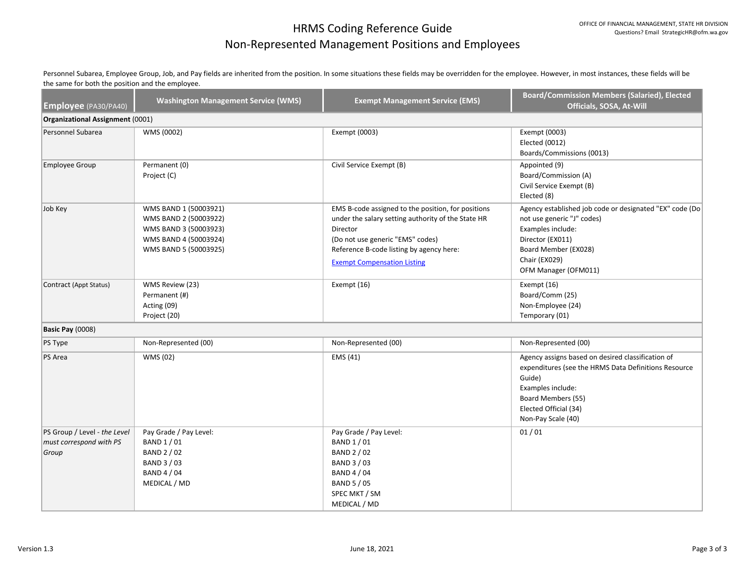# HRMS Coding Reference Guide
## Non-Represented Management Positions and Employees

OFFICE OF FINANCIAL MANAGEMENT, STATE HR DIVISION
Questions? Email StrategicHR@ofm.wa.gov

Personnel Subarea, Employee Group, Job, and Pay fields are inherited from the position. In some situations these fields may be overridden for the employee. However, in most instances, these fields will be the same for both the position and the employee.

| **Employee** (PA30/PA40) | **Washington Management Service (WMS)** | **Exempt Management Service (EMS)** | **Board/Commission Members (Salaried), Elected Officials, SOSA, At-Will** |
|---|---|---|---|
| **Organizational Assignment** (0001) | | | |
| Personnel Subarea | WMS (0002) | Exempt (0003) | Exempt (0003)<br>Elected (0012)<br>Boards/Commissions (0013) |
| Employee Group | Permanent (0)<br>Project (C) | Civil Service Exempt (B) | Appointed (9)<br>Board/Commission (A)<br>Civil Service Exempt (B)<br>Elected (8) |
| Job Key | WMS BAND 1 (50003921)<br>WMS BAND 2 (50003922)<br>WMS BAND 3 (50003923)<br>WMS BAND 4 (50003924)<br>WMS BAND 5 (50003925) | EMS B-code assigned to the position, for positions under the salary setting authority of the State HR Director<br>(Do not use generic "EMS" codes)<br>Reference B-code listing by agency here:<br>Exempt Compensation Listing | Agency established job code or designated "EX" code (Do not use generic "J" codes)<br>Examples include:<br>Director (EX011)<br>Board Member (EX028)<br>Chair (EX029)<br>OFM Manager (OFM011) |
| Contract (Appt Status) | WMS Review (23)<br>Permanent (#)<br>Acting (09)<br>Project (20) | Exempt (16) | Exempt (16)<br>Board/Comm (25)<br>Non-Employee (24)<br>Temporary (01) |
| **Basic Pay** (0008) | | | |
| PS Type | Non-Represented (00) | Non-Represented (00) | Non-Represented (00) |
| PS Area | WMS (02) | EMS (41) | Agency assigns based on desired classification of expenditures (see the HRMS Data Definitions Resource Guide)<br>Examples include:<br>Board Members (55)<br>Elected Official (34)<br>Non-Pay Scale (40) |
| PS Group / Level - *the Level must correspond with PS Group* | Pay Grade / Pay Level:<br>BAND 1 / 01<br>BAND 2 / 02<br>BAND 3 / 03<br>BAND 4 / 04<br>MEDICAL / MD | Pay Grade / Pay Level:<br>BAND 1 / 01<br>BAND 2 / 02<br>BAND 3 / 03<br>BAND 4 / 04<br>BAND 5 / 05<br>SPEC MKT / SM<br>MEDICAL / MD | 01 / 01 |

Version 1.3 June 18, 2021